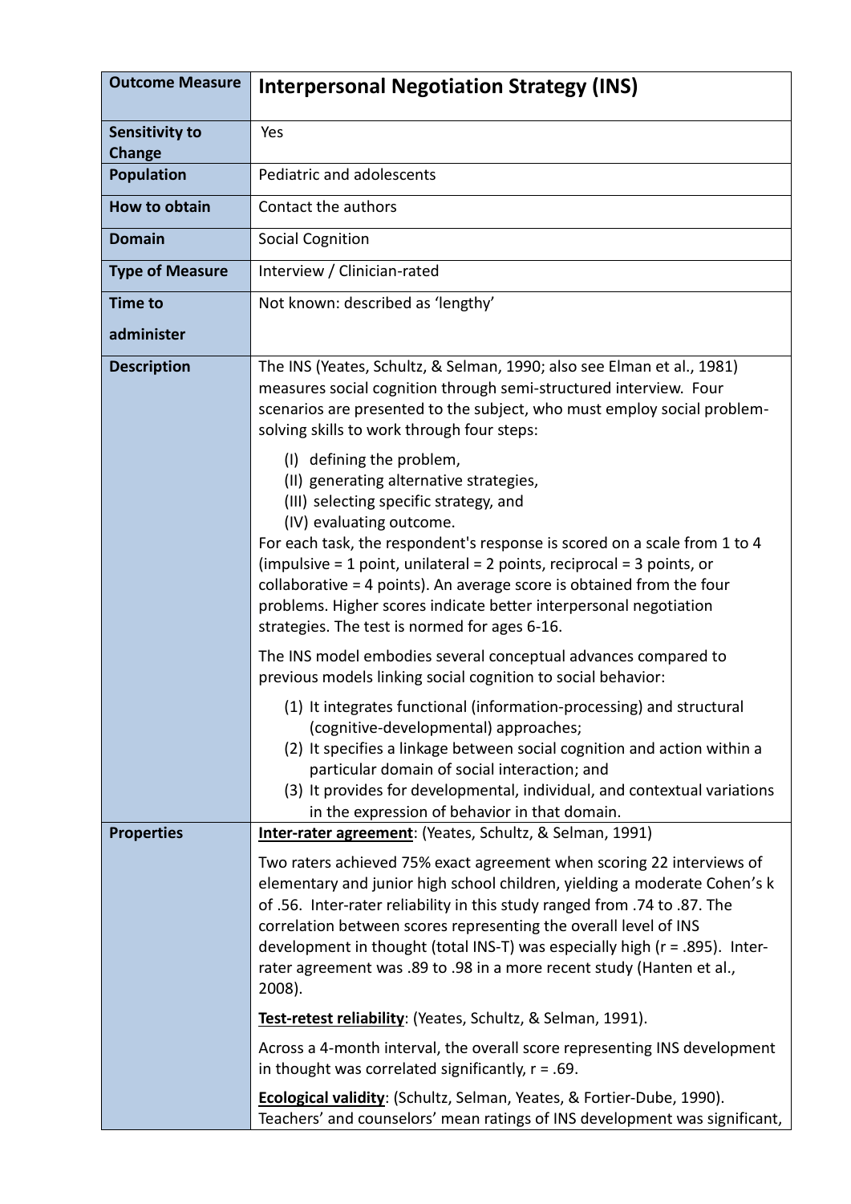| Outcome Measure | Interpersonal Negotiation Strategy (INS) |
|---|---|
| **Sensitivity to Change** | Yes |
| **Population** | Pediatric and adolescents |
| **How to obtain** | Contact the authors |
| **Domain** | Social Cognition |
| **Type of Measure** | Interview / Clinician-rated |
| **Time to administer** | Not known: described as 'lengthy' |
| **Description** | The INS (Yeates, Schultz, & Selman, 1990; also see Elman et al., 1981) measures social cognition through semi-structured interview. Four scenarios are presented to the subject, who must employ social problem-solving skills to work through four steps:<br><br>(I) defining the problem,<br>(II) generating alternative strategies,<br>(III) selecting specific strategy, and<br>(IV) evaluating outcome.<br>For each task, the respondent's response is scored on a scale from 1 to 4 (impulsive = 1 point, unilateral = 2 points, reciprocal = 3 points, or collaborative = 4 points). An average score is obtained from the four problems. Higher scores indicate better interpersonal negotiation strategies. The test is normed for ages 6-16.<br><br>The INS model embodies several conceptual advances compared to previous models linking social cognition to social behavior:<br><br>(1) It integrates functional (information-processing) and structural (cognitive-developmental) approaches;<br>(2) It specifies a linkage between social cognition and action within a particular domain of social interaction; and<br>(3) It provides for developmental, individual, and contextual variations in the expression of behavior in that domain. |
| **Properties** | **<u>Inter-rater agreement</u>**: (Yeates, Schultz, & Selman, 1991)<br><br>Two raters achieved 75% exact agreement when scoring 22 interviews of elementary and junior high school children, yielding a moderate Cohen's k of .56. Inter-rater reliability in this study ranged from .74 to .87. The correlation between scores representing the overall level of INS development in thought (total INS-T) was especially high ($r = .895$). Inter-rater agreement was .89 to .98 in a more recent study (Hanten et al., 2008).<br><br>**<u>Test-retest reliability</u>**: (Yeates, Schultz, & Selman, 1991).<br><br>Across a 4-month interval, the overall score representing INS development in thought was correlated significantly, $r = .69$.<br><br>**<u>Ecological validity</u>**: (Schultz, Selman, Yeates, & Fortier-Dube, 1990). Teachers' and counselors' mean ratings of INS development was significant, |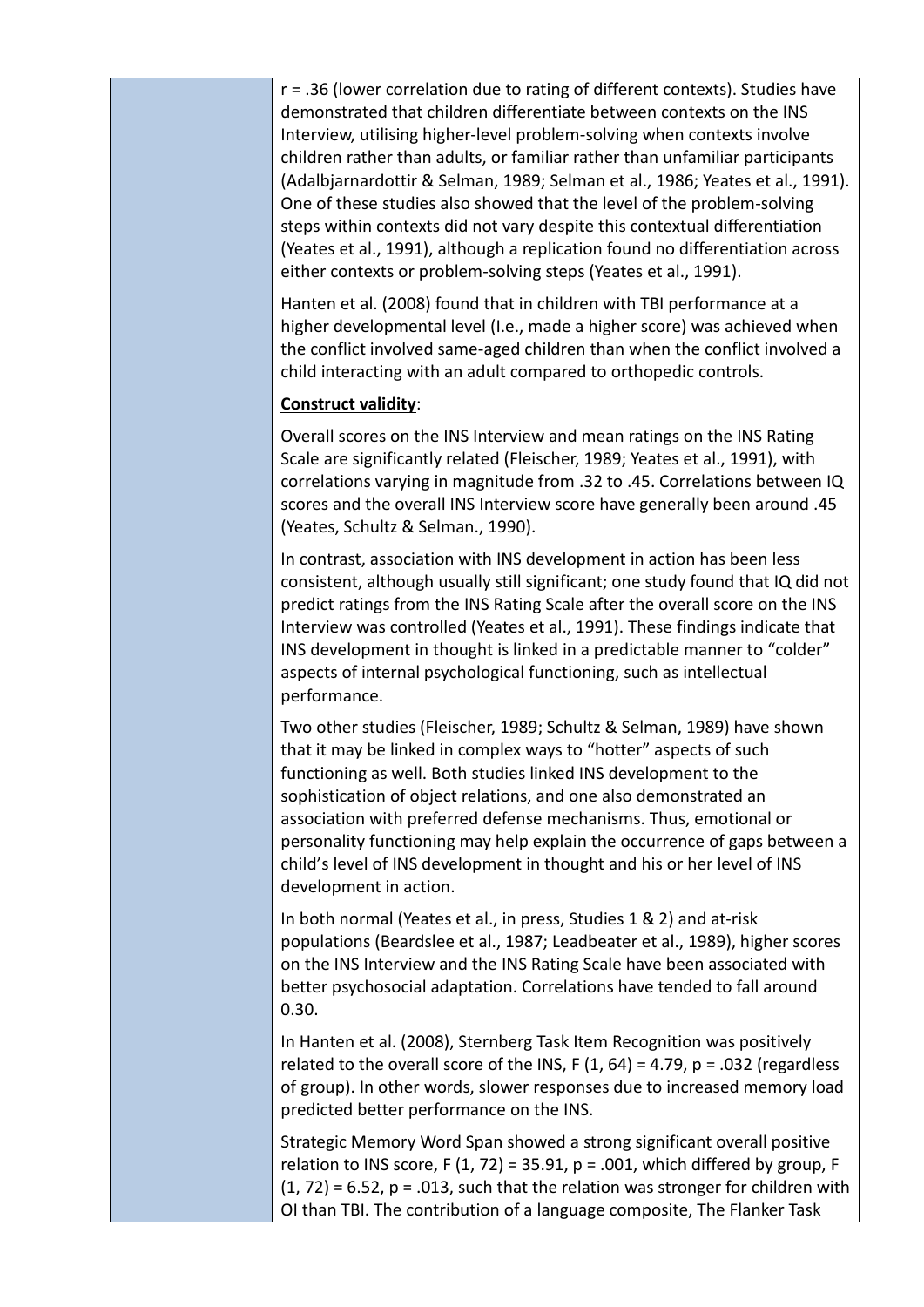r = .36 (lower correlation due to rating of different contexts). Studies have demonstrated that children differentiate between contexts on the INS Interview, utilising higher-level problem-solving when contexts involve children rather than adults, or familiar rather than unfamiliar participants (Adalbjarnardottir & Selman, 1989; Selman et al., 1986; Yeates et al., 1991). One of these studies also showed that the level of the problem-solving steps within contexts did not vary despite this contextual differentiation (Yeates et al., 1991), although a replication found no differentiation across either contexts or problem-solving steps (Yeates et al., 1991).

Hanten et al. (2008) found that in children with TBI performance at a higher developmental level (I.e., made a higher score) was achieved when the conflict involved same-aged children than when the conflict involved a child interacting with an adult compared to orthopedic controls.

**Construct validity**:

Overall scores on the INS Interview and mean ratings on the INS Rating Scale are significantly related (Fleischer, 1989; Yeates et al., 1991), with correlations varying in magnitude from .32 to .45. Correlations between IQ scores and the overall INS Interview score have generally been around .45 (Yeates, Schultz & Selman., 1990).

In contrast, association with INS development in action has been less consistent, although usually still significant; one study found that IQ did not predict ratings from the INS Rating Scale after the overall score on the INS Interview was controlled (Yeates et al., 1991). These findings indicate that INS development in thought is linked in a predictable manner to "colder" aspects of internal psychological functioning, such as intellectual performance.

Two other studies (Fleischer, 1989; Schultz & Selman, 1989) have shown that it may be linked in complex ways to "hotter" aspects of such functioning as well. Both studies linked INS development to the sophistication of object relations, and one also demonstrated an association with preferred defense mechanisms. Thus, emotional or personality functioning may help explain the occurrence of gaps between a child's level of INS development in thought and his or her level of INS development in action.

In both normal (Yeates et al., in press, Studies 1 & 2) and at-risk populations (Beardslee et al., 1987; Leadbeater et al., 1989), higher scores on the INS Interview and the INS Rating Scale have been associated with better psychosocial adaptation. Correlations have tended to fall around 0.30.

In Hanten et al. (2008), Sternberg Task Item Recognition was positively related to the overall score of the INS, $F(1, 64) = 4.79$, $p = .032$ (regardless of group). In other words, slower responses due to increased memory load predicted better performance on the INS.

Strategic Memory Word Span showed a strong significant overall positive relation to INS score, $F(1, 72) = 35.91$, $p = .001$, which differed by group, $F(1, 72) = 6.52$, $p = .013$, such that the relation was stronger for children with OI than TBI. The contribution of a language composite, The Flanker Task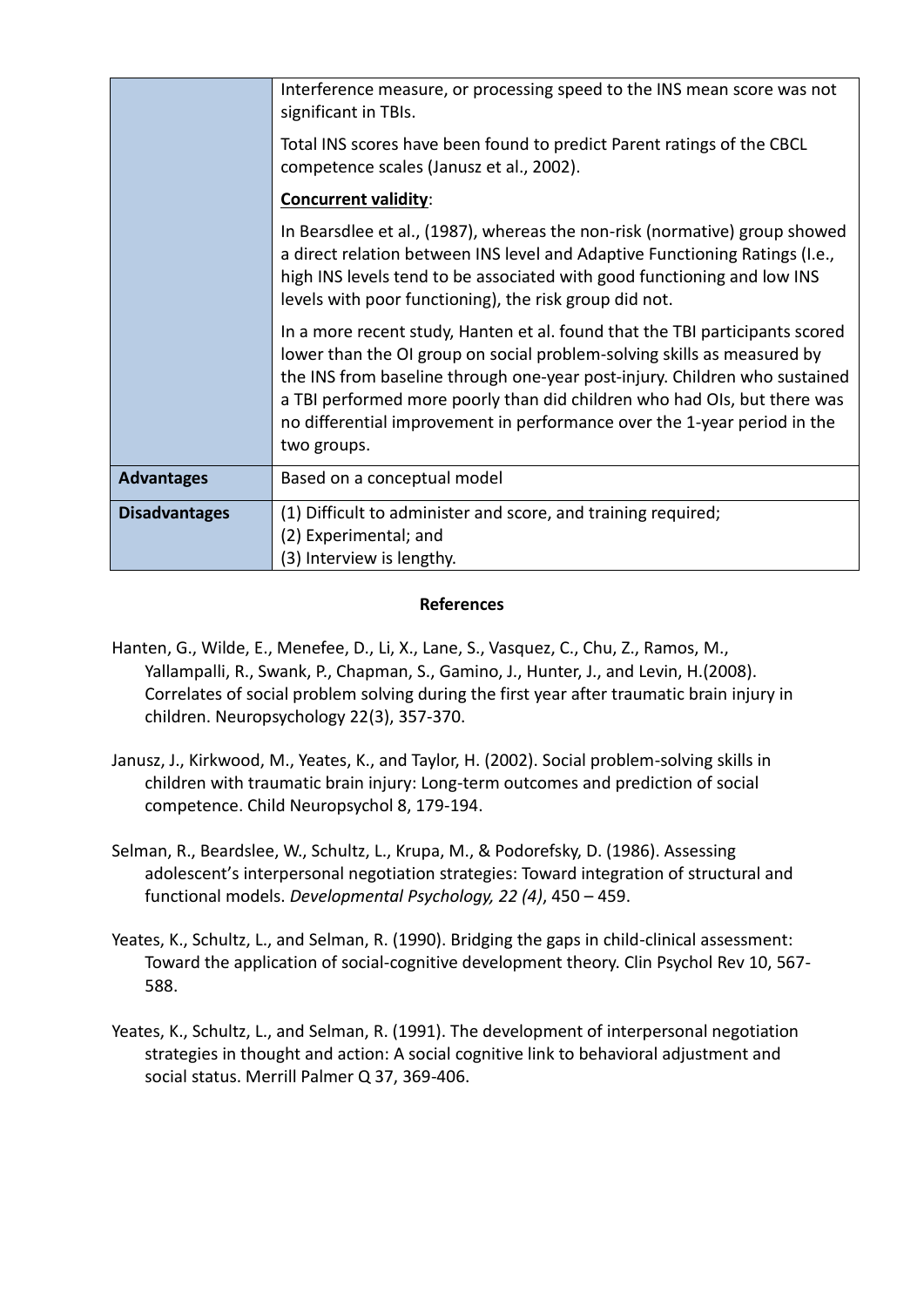| | |
|---|---|
| | Interference measure, or processing speed to the INS mean score was not significant in TBIs.<br><br>Total INS scores have been found to predict Parent ratings of the CBCL competence scales (Janusz et al., 2002).<br><br>**Concurrent validity**:<br><br>In Bearsdlee et al., (1987), whereas the non-risk (normative) group showed a direct relation between INS level and Adaptive Functioning Ratings (I.e., high INS levels tend to be associated with good functioning and low INS levels with poor functioning), the risk group did not.<br><br>In a more recent study, Hanten et al. found that the TBI participants scored lower than the OI group on social problem-solving skills as measured by the INS from baseline through one-year post-injury. Children who sustained a TBI performed more poorly than did children who had OIs, but there was no differential improvement in performance over the 1-year period in the two groups. |
| **Advantages** | Based on a conceptual model |
| **Disadvantages** | (1) Difficult to administer and score, and training required;<br>(2) Experimental; and<br>(3) Interview is lengthy. |

**References**

Hanten, G., Wilde, E., Menefee, D., Li, X., Lane, S., Vasquez, C., Chu, Z., Ramos, M., Yallampalli, R., Swank, P., Chapman, S., Gamino, J., Hunter, J., and Levin, H.(2008). Correlates of social problem solving during the first year after traumatic brain injury in children. Neuropsychology 22(3), 357-370.

Janusz, J., Kirkwood, M., Yeates, K., and Taylor, H. (2002). Social problem-solving skills in children with traumatic brain injury: Long-term outcomes and prediction of social competence. Child Neuropsychol 8, 179-194.

Selman, R., Beardslee, W., Schultz, L., Krupa, M., & Podorefsky, D. (1986). Assessing adolescent's interpersonal negotiation strategies: Toward integration of structural and functional models. *Developmental Psychology, 22 (4)*, 450 – 459.

Yeates, K., Schultz, L., and Selman, R. (1990). Bridging the gaps in child-clinical assessment: Toward the application of social-cognitive development theory. Clin Psychol Rev 10, 567-588.

Yeates, K., Schultz, L., and Selman, R. (1991). The development of interpersonal negotiation strategies in thought and action: A social cognitive link to behavioral adjustment and social status. Merrill Palmer Q 37, 369-406.